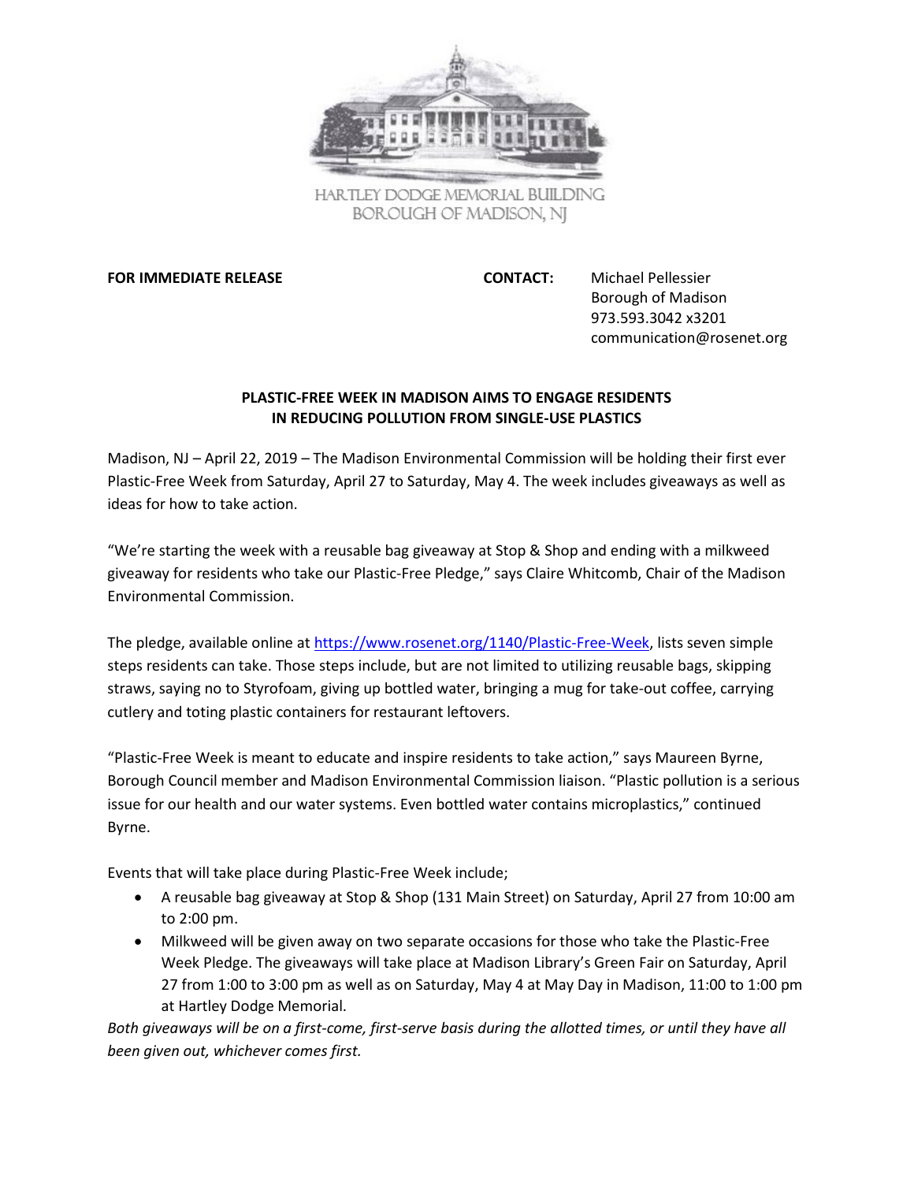HARTLEY DODGE MEMORIAL BUILDING
BOROUGH OF MADISON, NJ

**FOR IMMEDIATE RELEASE**

**CONTACT:** Michael Pellessier
Borough of Madison
973.593.3042 x3201
communication@rosenet.org

**PLASTIC-FREE WEEK IN MADISON AIMS TO ENGAGE RESIDENTS IN REDUCING POLLUTION FROM SINGLE-USE PLASTICS**

Madison, NJ – April 22, 2019 – The Madison Environmental Commission will be holding their first ever Plastic-Free Week from Saturday, April 27 to Saturday, May 4. The week includes giveaways as well as ideas for how to take action.

"We're starting the week with a reusable bag giveaway at Stop & Shop and ending with a milkweed giveaway for residents who take our Plastic-Free Pledge," says Claire Whitcomb, Chair of the Madison Environmental Commission.

The pledge, available online at [https://www.rosenet.org/1140/Plastic-Free-Week](https://www.rosenet.org/1140/Plastic-Free-Week), lists seven simple steps residents can take. Those steps include, but are not limited to utilizing reusable bags, skipping straws, saying no to Styrofoam, giving up bottled water, bringing a mug for take-out coffee, carrying cutlery and toting plastic containers for restaurant leftovers.

"Plastic-Free Week is meant to educate and inspire residents to take action," says Maureen Byrne, Borough Council member and Madison Environmental Commission liaison. "Plastic pollution is a serious issue for our health and our water systems. Even bottled water contains microplastics," continued Byrne.

Events that will take place during Plastic-Free Week include;

- A reusable bag giveaway at Stop & Shop (131 Main Street) on Saturday, April 27 from 10:00 am to 2:00 pm.
- Milkweed will be given away on two separate occasions for those who take the Plastic-Free Week Pledge. The giveaways will take place at Madison Library's Green Fair on Saturday, April 27 from 1:00 to 3:00 pm as well as on Saturday, May 4 at May Day in Madison, 11:00 to 1:00 pm at Hartley Dodge Memorial.

*Both giveaways will be on a first-come, first-serve basis during the allotted times, or until they have all been given out, whichever comes first.*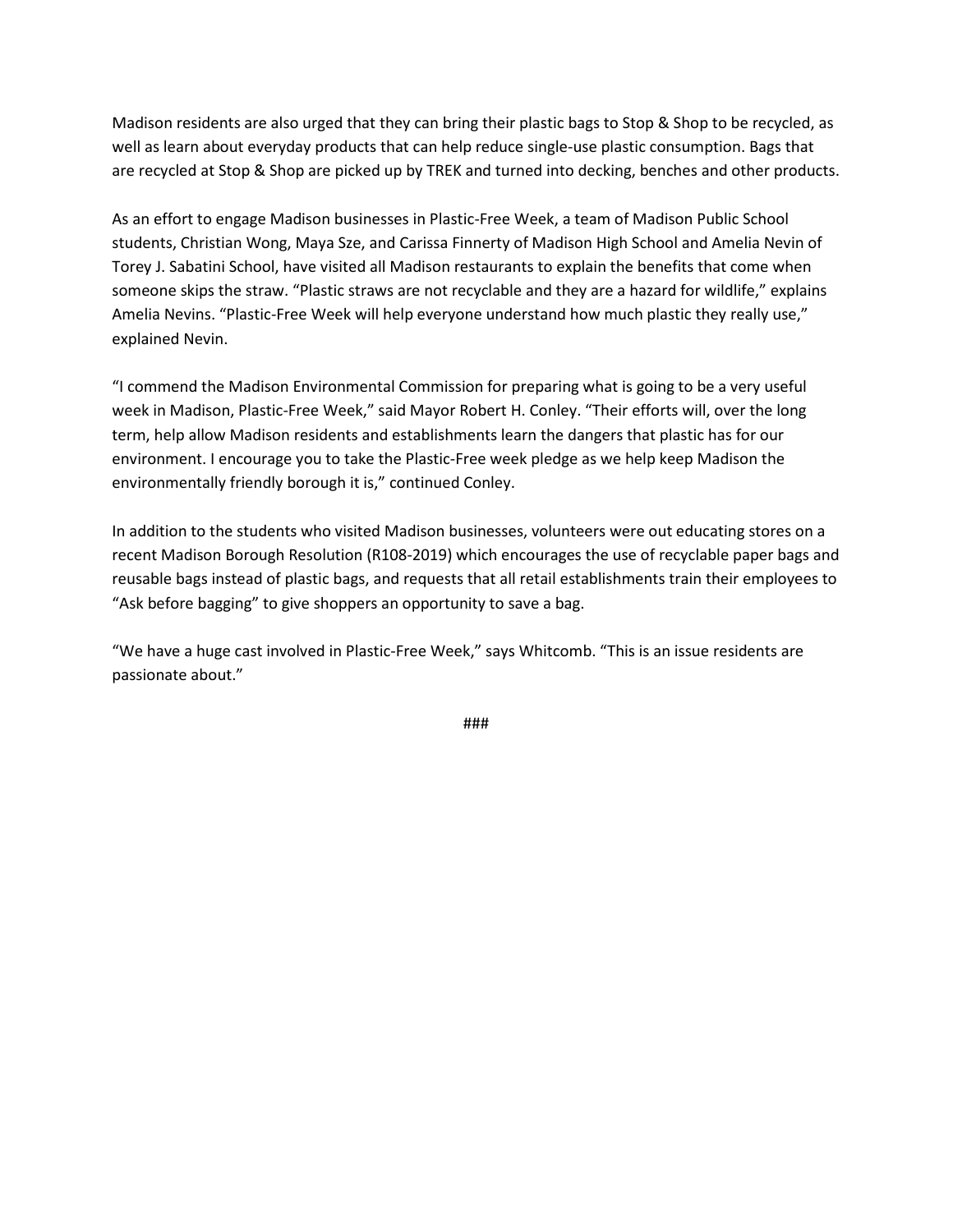Madison residents are also urged that they can bring their plastic bags to Stop & Shop to be recycled, as well as learn about everyday products that can help reduce single-use plastic consumption. Bags that are recycled at Stop & Shop are picked up by TREK and turned into decking, benches and other products.

As an effort to engage Madison businesses in Plastic-Free Week, a team of Madison Public School students, Christian Wong, Maya Sze, and Carissa Finnerty of Madison High School and Amelia Nevin of Torey J. Sabatini School, have visited all Madison restaurants to explain the benefits that come when someone skips the straw. "Plastic straws are not recyclable and they are a hazard for wildlife," explains Amelia Nevins. "Plastic-Free Week will help everyone understand how much plastic they really use," explained Nevin.

"I commend the Madison Environmental Commission for preparing what is going to be a very useful week in Madison, Plastic-Free Week," said Mayor Robert H. Conley. "Their efforts will, over the long term, help allow Madison residents and establishments learn the dangers that plastic has for our environment. I encourage you to take the Plastic-Free week pledge as we help keep Madison the environmentally friendly borough it is," continued Conley.

In addition to the students who visited Madison businesses, volunteers were out educating stores on a recent Madison Borough Resolution (R108-2019) which encourages the use of recyclable paper bags and reusable bags instead of plastic bags, and requests that all retail establishments train their employees to "Ask before bagging" to give shoppers an opportunity to save a bag.

"We have a huge cast involved in Plastic-Free Week," says Whitcomb. "This is an issue residents are passionate about."

###